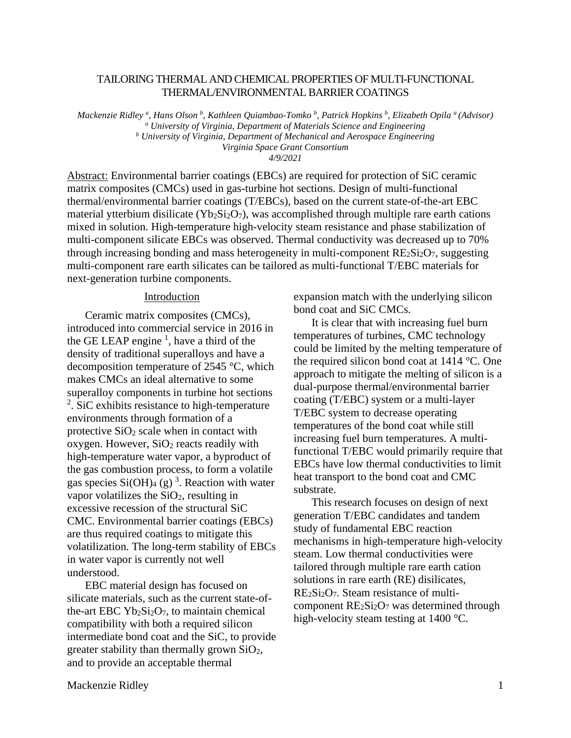# TAILORING THERMAL AND CHEMICAL PROPERTIES OF MULTI-FUNCTIONAL THERMAL/ENVIRONMENTAL BARRIER COATINGS

*Mackenzie Ridley [a], Hans Olson [b], Kathleen Quiambao-Tomko [b], Patrick Hopkins [b], Elizabeth Opila [a] (Advisor)*
*[a] University of Virginia, Department of Materials Science and Engineering*
*[b] University of Virginia, Department of Mechanical and Aerospace Engineering*
*Virginia Space Grant Consortium*
*4/9/2021*

Abstract: Environmental barrier coatings (EBCs) are required for protection of SiC ceramic matrix composites (CMCs) used in gas-turbine hot sections. Design of multi-functional thermal/environmental barrier coatings (T/EBCs), based on the current state-of-the-art EBC material ytterbium disilicate ($Yb_2Si_2O_7$), was accomplished through multiple rare earth cations mixed in solution. High-temperature high-velocity steam resistance and phase stabilization of multi-component silicate EBCs was observed. Thermal conductivity was decreased up to 70% through increasing bonding and mass heterogeneity in multi-component $RE_2Si_2O_7$, suggesting multi-component rare earth silicates can be tailored as multi-functional T/EBC materials for next-generation turbine components.

## Introduction

Ceramic matrix composites (CMCs), introduced into commercial service in 2016 in the GE LEAP engine [1], have a third of the density of traditional superalloys and have a decomposition temperature of 2545 °C, which makes CMCs an ideal alternative to some superalloy components in turbine hot sections [2]. SiC exhibits resistance to high-temperature environments through formation of a protective $SiO_2$ scale when in contact with oxygen. However, $SiO_2$ reacts readily with high-temperature water vapor, a byproduct of the gas combustion process, to form a volatile gas species $Si(OH)_4$ (g) [3]. Reaction with water vapor volatilizes the $SiO_2$, resulting in excessive recession of the structural SiC CMC. Environmental barrier coatings (EBCs) are thus required coatings to mitigate this volatilization. The long-term stability of EBCs in water vapor is currently not well understood.

EBC material design has focused on silicate materials, such as the current state-of-the-art EBC $Yb_2Si_2O_7$, to maintain chemical compatibility with both a required silicon intermediate bond coat and the SiC, to provide greater stability than thermally grown $SiO_2$, and to provide an acceptable thermal expansion match with the underlying silicon bond coat and SiC CMCs.

It is clear that with increasing fuel burn temperatures of turbines, CMC technology could be limited by the melting temperature of the required silicon bond coat at 1414 °C. One approach to mitigate the melting of silicon is a dual-purpose thermal/environmental barrier coating (T/EBC) system or a multi-layer T/EBC system to decrease operating temperatures of the bond coat while still increasing fuel burn temperatures. A multi-functional T/EBC would primarily require that EBCs have low thermal conductivities to limit heat transport to the bond coat and CMC substrate.

This research focuses on design of next generation T/EBC candidates and tandem study of fundamental EBC reaction mechanisms in high-temperature high-velocity steam. Low thermal conductivities were tailored through multiple rare earth cation solutions in rare earth (RE) disilicates, $RE_2Si_2O_7$. Steam resistance of multi-component $RE_2Si_2O_7$ was determined through high-velocity steam testing at 1400 °C.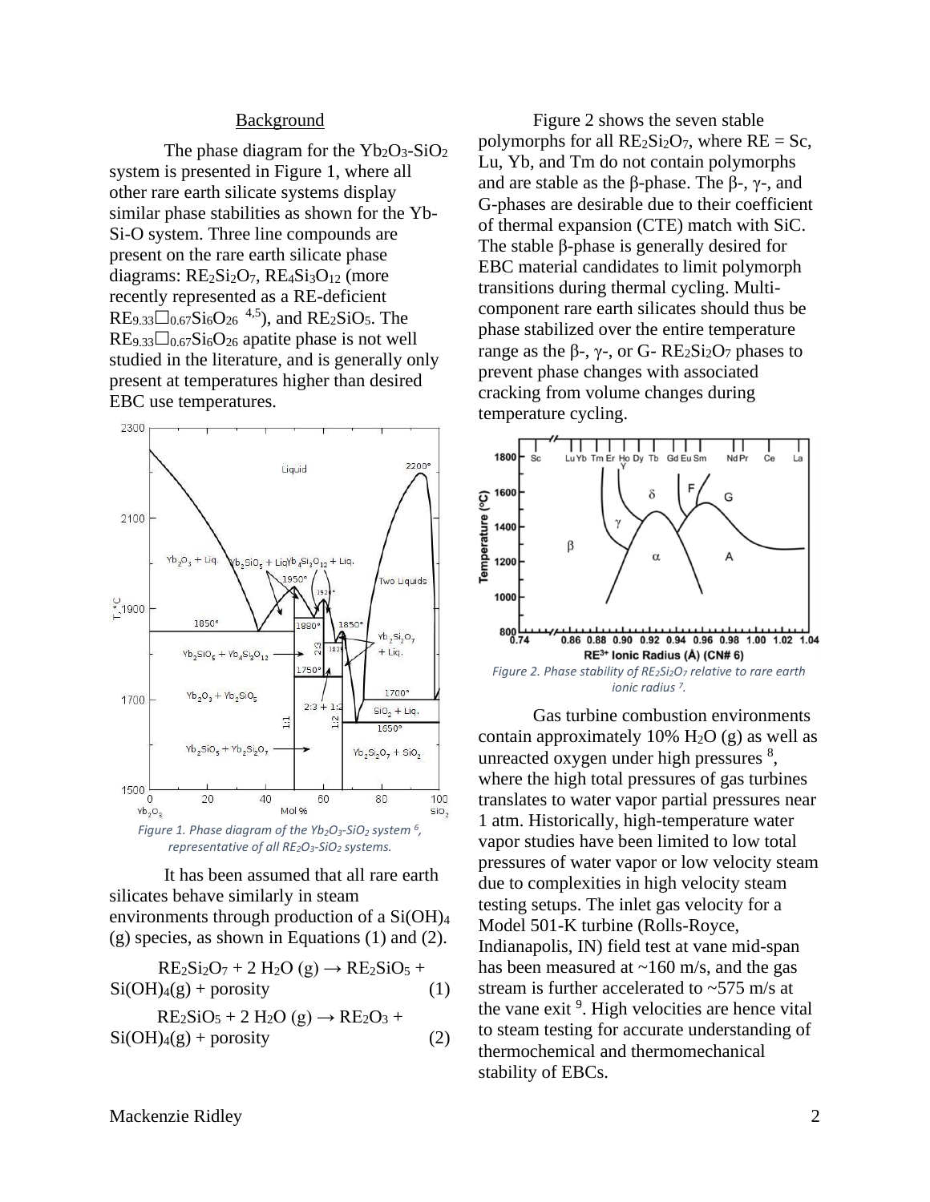## Background

The phase diagram for the $Yb_2O_3$-$SiO_2$ system is presented in Figure 1, where all other rare earth silicate systems display similar phase stabilities as shown for the Yb-Si-O system. Three line compounds are present on the rare earth silicate phase diagrams: $RE_2Si_2O_7$, $RE_4Si_3O_{12}$ (more recently represented as a RE-deficient $RE_{9.33}\square_{0.67}Si_6O_{26}$ [4,5]), and $RE_2SiO_5$. The $RE_{9.33}\square_{0.67}Si_6O_{26}$ apatite phase is not well studied in the literature, and is generally only present at temperatures higher than desired EBC use temperatures.

Figure 1. Phase diagram of the $Yb_2O_3$-$SiO_2$ system [6], representative of all $RE_2O_3$-$SiO_2$ systems.

It has been assumed that all rare earth silicates behave similarly in steam environments through production of a $Si(OH)_4$ (g) species, as shown in Equations (1) and (2).

$$RE_2Si_2O_7 + 2\,H_2O\,(g) \rightarrow RE_2SiO_5 + Si(OH)_4(g) + \text{porosity} \quad (1)$$

$$RE_2SiO_5 + 2\,H_2O\,(g) \rightarrow RE_2O_3 + Si(OH)_4(g) + \text{porosity} \quad (2)$$

Figure 2 shows the seven stable polymorphs for all $RE_2Si_2O_7$, where RE = Sc, Lu, Yb, and Tm do not contain polymorphs and are stable as the β-phase. The β-, γ-, and G-phases are desirable due to their coefficient of thermal expansion (CTE) match with SiC. The stable β-phase is generally desired for EBC material candidates to limit polymorph transitions during thermal cycling. Multi-component rare earth silicates should thus be phase stabilized over the entire temperature range as the β-, γ-, or G- $RE_2Si_2O_7$ phases to prevent phase changes with associated cracking from volume changes during temperature cycling.

Figure 2. Phase stability of $RE_2Si_2O_7$ relative to rare earth ionic radius [7].

Gas turbine combustion environments contain approximately 10% $H_2O$ (g) as well as unreacted oxygen under high pressures [8], where the high total pressures of gas turbines translates to water vapor partial pressures near 1 atm. Historically, high-temperature water vapor studies have been limited to low total pressures of water vapor or low velocity steam due to complexities in high velocity steam testing setups. The inlet gas velocity for a Model 501-K turbine (Rolls-Royce, Indianapolis, IN) field test at vane mid-span has been measured at ~160 m/s, and the gas stream is further accelerated to ~575 m/s at the vane exit [9]. High velocities are hence vital to steam testing for accurate understanding of thermochemical and thermomechanical stability of EBCs.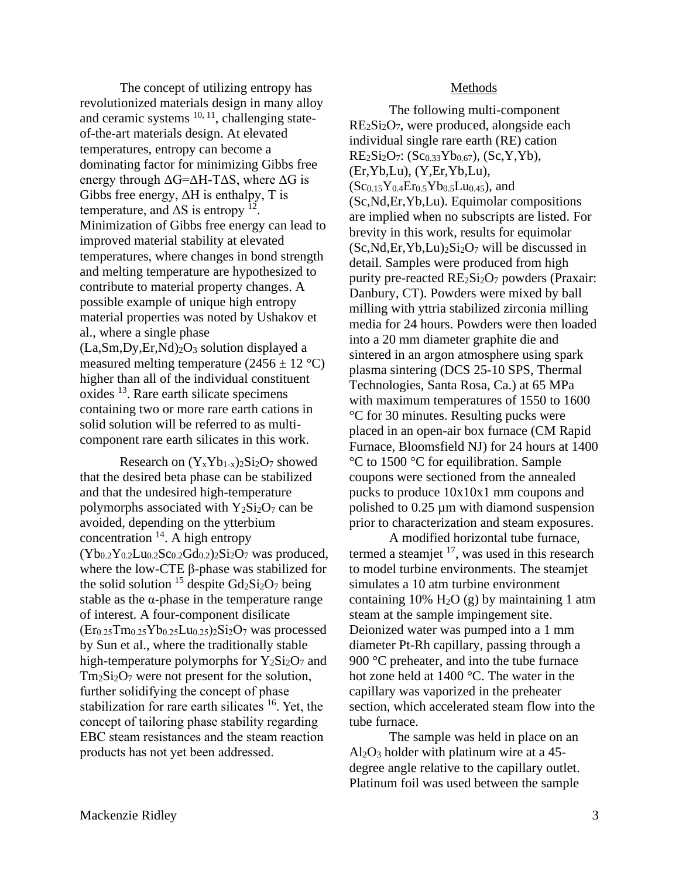The concept of utilizing entropy has revolutionized materials design in many alloy and ceramic systems [10, 11], challenging state-of-the-art materials design. At elevated temperatures, entropy can become a dominating factor for minimizing Gibbs free energy through $\Delta G=\Delta H-T\Delta S$, where $\Delta G$ is Gibbs free energy, $\Delta H$ is enthalpy, T is temperature, and $\Delta S$ is entropy [12]. Minimization of Gibbs free energy can lead to improved material stability at elevated temperatures, where changes in bond strength and melting temperature are hypothesized to contribute to material property changes. A possible example of unique high entropy material properties was noted by Ushakov et al., where a single phase $(La,Sm,Dy,Er,Nd)_2O_3$ solution displayed a measured melting temperature (2456 ± 12 °C) higher than all of the individual constituent oxides [13]. Rare earth silicate specimens containing two or more rare earth cations in solid solution will be referred to as multi-component rare earth silicates in this work.

Research on $(Y_xYb_{1-x})_2Si_2O_7$ showed that the desired beta phase can be stabilized and that the undesired high-temperature polymorphs associated with $Y_2Si_2O_7$ can be avoided, depending on the ytterbium concentration [14]. A high entropy $(Yb_{0.2}Y_{0.2}Lu_{0.2}Sc_{0.2}Gd_{0.2})_2Si_2O_7$ was produced, where the low-CTE β-phase was stabilized for the solid solution [15] despite $Gd_2Si_2O_7$ being stable as the α-phase in the temperature range of interest. A four-component disilicate $(Er_{0.25}Tm_{0.25}Yb_{0.25}Lu_{0.25})_2Si_2O_7$ was processed by Sun et al., where the traditionally stable high-temperature polymorphs for $Y_2Si_2O_7$ and $Tm_2Si_2O_7$ were not present for the solution, further solidifying the concept of phase stabilization for rare earth silicates [16]. Yet, the concept of tailoring phase stability regarding EBC steam resistances and the steam reaction products has not yet been addressed.

## Methods

The following multi-component $RE_2Si_2O_7$, were produced, alongside each individual single rare earth (RE) cation $RE_2Si_2O_7$: $(Sc_{0.33}Yb_{0.67})$, (Sc,Y,Yb), (Er,Yb,Lu), (Y,Er,Yb,Lu), $(Sc_{0.15}Y_{0.4}Er_{0.5}Yb_{0.5}Lu_{0.45})$, and (Sc,Nd,Er,Yb,Lu). Equimolar compositions are implied when no subscripts are listed. For brevity in this work, results for equimolar $(Sc,Nd,Er,Yb,Lu)_2Si_2O_7$ will be discussed in detail. Samples were produced from high purity pre-reacted $RE_2Si_2O_7$ powders (Praxair: Danbury, CT). Powders were mixed by ball milling with yttria stabilized zirconia milling media for 24 hours. Powders were then loaded into a 20 mm diameter graphite die and sintered in an argon atmosphere using spark plasma sintering (DCS 25-10 SPS, Thermal Technologies, Santa Rosa, Ca.) at 65 MPa with maximum temperatures of 1550 to 1600 °C for 30 minutes. Resulting pucks were placed in an open-air box furnace (CM Rapid Furnace, Bloomsfield NJ) for 24 hours at 1400 °C to 1500 °C for equilibration. Sample coupons were sectioned from the annealed pucks to produce 10x10x1 mm coupons and polished to 0.25 µm with diamond suspension prior to characterization and steam exposures.

A modified horizontal tube furnace, termed a steamjet [17], was used in this research to model turbine environments. The steamjet simulates a 10 atm turbine environment containing 10% $H_2O$ (g) by maintaining 1 atm steam at the sample impingement site. Deionized water was pumped into a 1 mm diameter Pt-Rh capillary, passing through a 900 °C preheater, and into the tube furnace hot zone held at 1400 °C. The water in the capillary was vaporized in the preheater section, which accelerated steam flow into the tube furnace.

The sample was held in place on an $Al_2O_3$ holder with platinum wire at a 45-degree angle relative to the capillary outlet. Platinum foil was used between the sample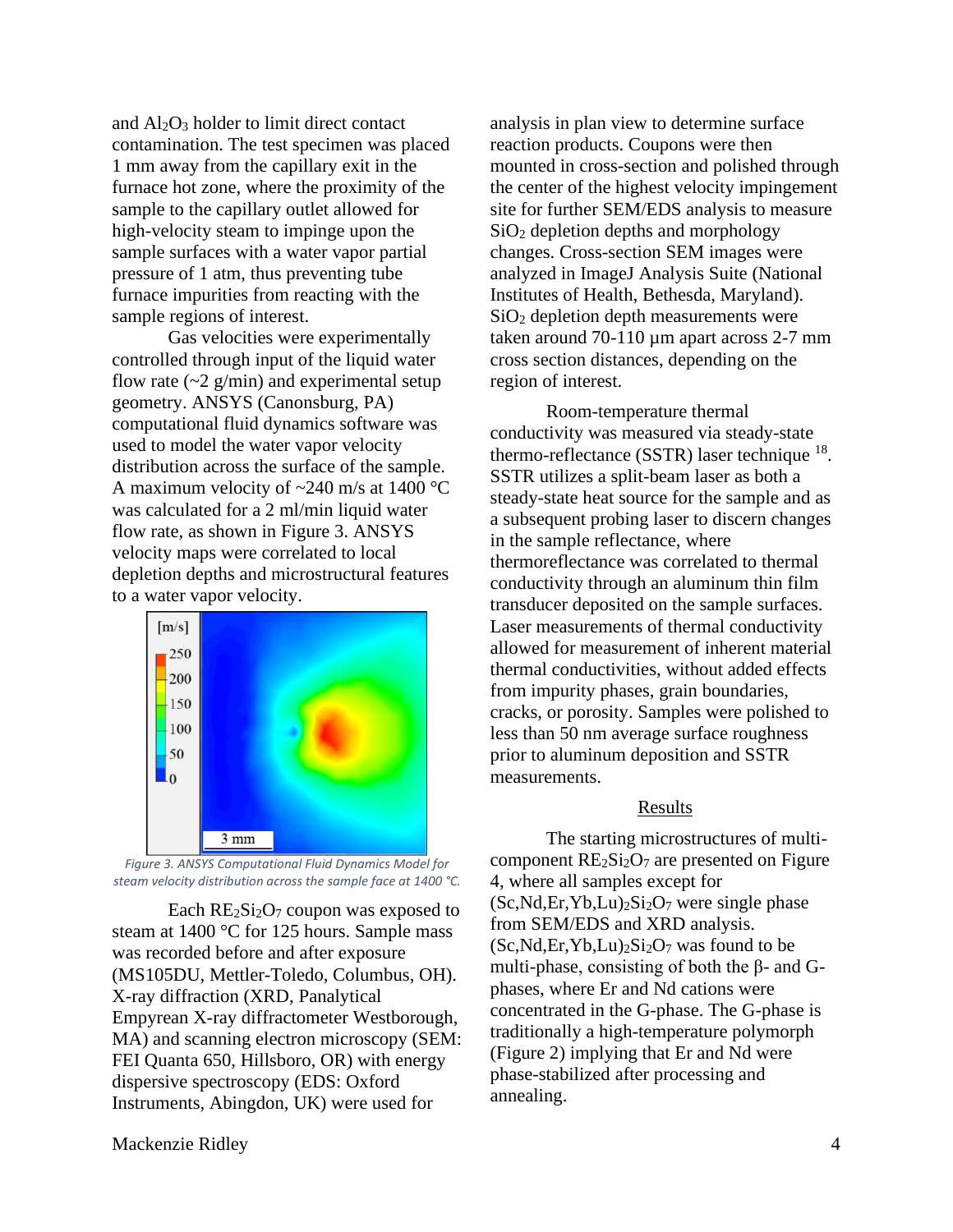and $Al_2O_3$ holder to limit direct contact contamination. The test specimen was placed 1 mm away from the capillary exit in the furnace hot zone, where the proximity of the sample to the capillary outlet allowed for high-velocity steam to impinge upon the sample surfaces with a water vapor partial pressure of 1 atm, thus preventing tube furnace impurities from reacting with the sample regions of interest.

Gas velocities were experimentally controlled through input of the liquid water flow rate (~2 g/min) and experimental setup geometry. ANSYS (Canonsburg, PA) computational fluid dynamics software was used to model the water vapor velocity distribution across the surface of the sample. A maximum velocity of ~240 m/s at 1400 °C was calculated for a 2 ml/min liquid water flow rate, as shown in Figure 3. ANSYS velocity maps were correlated to local depletion depths and microstructural features to a water vapor velocity.

*Figure 3. ANSYS Computational Fluid Dynamics Model for steam velocity distribution across the sample face at 1400 °C.*

Each $RE_2Si_2O_7$ coupon was exposed to steam at 1400 °C for 125 hours. Sample mass was recorded before and after exposure (MS105DU, Mettler-Toledo, Columbus, OH). X-ray diffraction (XRD, Panalytical Empyrean X-ray diffractometer Westborough, MA) and scanning electron microscopy (SEM: FEI Quanta 650, Hillsboro, OR) with energy dispersive spectroscopy (EDS: Oxford Instruments, Abingdon, UK) were used for analysis in plan view to determine surface reaction products. Coupons were then mounted in cross-section and polished through the center of the highest velocity impingement site for further SEM/EDS analysis to measure $SiO_2$ depletion depths and morphology changes. Cross-section SEM images were analyzed in ImageJ Analysis Suite (National Institutes of Health, Bethesda, Maryland). $SiO_2$ depletion depth measurements were taken around 70-110 µm apart across 2-7 mm cross section distances, depending on the region of interest.

Room-temperature thermal conductivity was measured via steady-state thermo-reflectance (SSTR) laser technique [18]. SSTR utilizes a split-beam laser as both a steady-state heat source for the sample and as a subsequent probing laser to discern changes in the sample reflectance, where thermoreflectance was correlated to thermal conductivity through an aluminum thin film transducer deposited on the sample surfaces. Laser measurements of thermal conductivity allowed for measurement of inherent material thermal conductivities, without added effects from impurity phases, grain boundaries, cracks, or porosity. Samples were polished to less than 50 nm average surface roughness prior to aluminum deposition and SSTR measurements.

## Results

The starting microstructures of multi-component $RE_2Si_2O_7$ are presented on Figure 4, where all samples except for $(Sc,Nd,Er,Yb,Lu)_2Si_2O_7$ were single phase from SEM/EDS and XRD analysis. $(Sc,Nd,Er,Yb,Lu)_2Si_2O_7$ was found to be multi-phase, consisting of both the β- and G-phases, where Er and Nd cations were concentrated in the G-phase. The G-phase is traditionally a high-temperature polymorph (Figure 2) implying that Er and Nd were phase-stabilized after processing and annealing.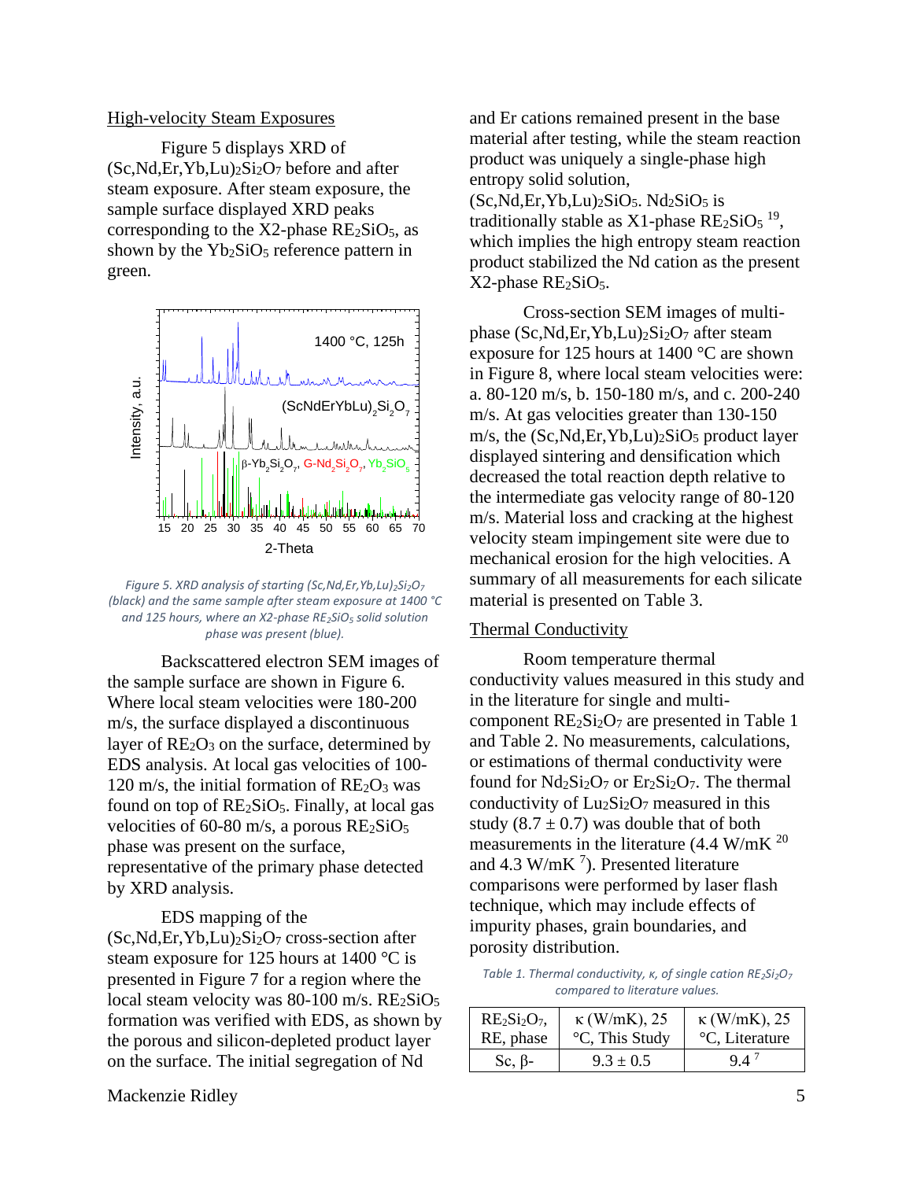## High-velocity Steam Exposures

Figure 5 displays XRD of $(Sc,Nd,Er,Yb,Lu)_2Si_2O_7$ before and after steam exposure. After steam exposure, the sample surface displayed XRD peaks corresponding to the X2-phase $RE_2SiO_5$, as shown by the $Yb_2SiO_5$ reference pattern in green.

*Figure 5. XRD analysis of starting $(Sc,Nd,Er,Yb,Lu)_2Si_2O_7$ (black) and the same sample after steam exposure at 1400 °C and 125 hours, where an X2-phase $RE_2SiO_5$ solid solution phase was present (blue).*

Backscattered electron SEM images of the sample surface are shown in Figure 6. Where local steam velocities were 180-200 m/s, the surface displayed a discontinuous layer of $RE_2O_3$ on the surface, determined by EDS analysis. At local gas velocities of 100-120 m/s, the initial formation of $RE_2O_3$ was found on top of $RE_2SiO_5$. Finally, at local gas velocities of 60-80 m/s, a porous $RE_2SiO_5$ phase was present on the surface, representative of the primary phase detected by XRD analysis.

EDS mapping of the $(Sc,Nd,Er,Yb,Lu)_2Si_2O_7$ cross-section after steam exposure for 125 hours at 1400 °C is presented in Figure 7 for a region where the local steam velocity was 80-100 m/s. $RE_2SiO_5$ formation was verified with EDS, as shown by the porous and silicon-depleted product layer on the surface. The initial segregation of Nd and Er cations remained present in the base material after testing, while the steam reaction product was uniquely a single-phase high entropy solid solution, $(Sc,Nd,Er,Yb,Lu)_2SiO_5$. $Nd_2SiO_5$ is traditionally stable as X1-phase $RE_2SiO_5$ [19], which implies the high entropy steam reaction product stabilized the Nd cation as the present X2-phase $RE_2SiO_5$.

Cross-section SEM images of multi-phase $(Sc,Nd,Er,Yb,Lu)_2Si_2O_7$ after steam exposure for 125 hours at 1400 °C are shown in Figure 8, where local steam velocities were: a. 80-120 m/s, b. 150-180 m/s, and c. 200-240 m/s. At gas velocities greater than 130-150 m/s, the $(Sc,Nd,Er,Yb,Lu)_2SiO_5$ product layer displayed sintering and densification which decreased the total reaction depth relative to the intermediate gas velocity range of 80-120 m/s. Material loss and cracking at the highest velocity steam impingement site were due to mechanical erosion for the high velocities. A summary of all measurements for each silicate material is presented on Table 3.

## Thermal Conductivity

Room temperature thermal conductivity values measured in this study and in the literature for single and multi-component $RE_2Si_2O_7$ are presented in Table 1 and Table 2. No measurements, calculations, or estimations of thermal conductivity were found for $Nd_2Si_2O_7$ or $Er_2Si_2O_7$. The thermal conductivity of $Lu_2Si_2O_7$ measured in this study ($8.7 \pm 0.7$) was double that of both measurements in the literature (4.4 W/mK [20] and 4.3 W/mK [7]). Presented literature comparisons were performed by laser flash technique, which may include effects of impurity phases, grain boundaries, and porosity distribution.

*Table 1. Thermal conductivity, κ, of single cation $RE_2Si_2O_7$ compared to literature values.*

| $RE_2Si_2O_7$, RE, phase | κ (W/mK), 25 °C, This Study | κ (W/mK), 25 °C, Literature |
|---|---|---|
| Sc, β- | $9.3 \pm 0.5$ | 9.4 [7] |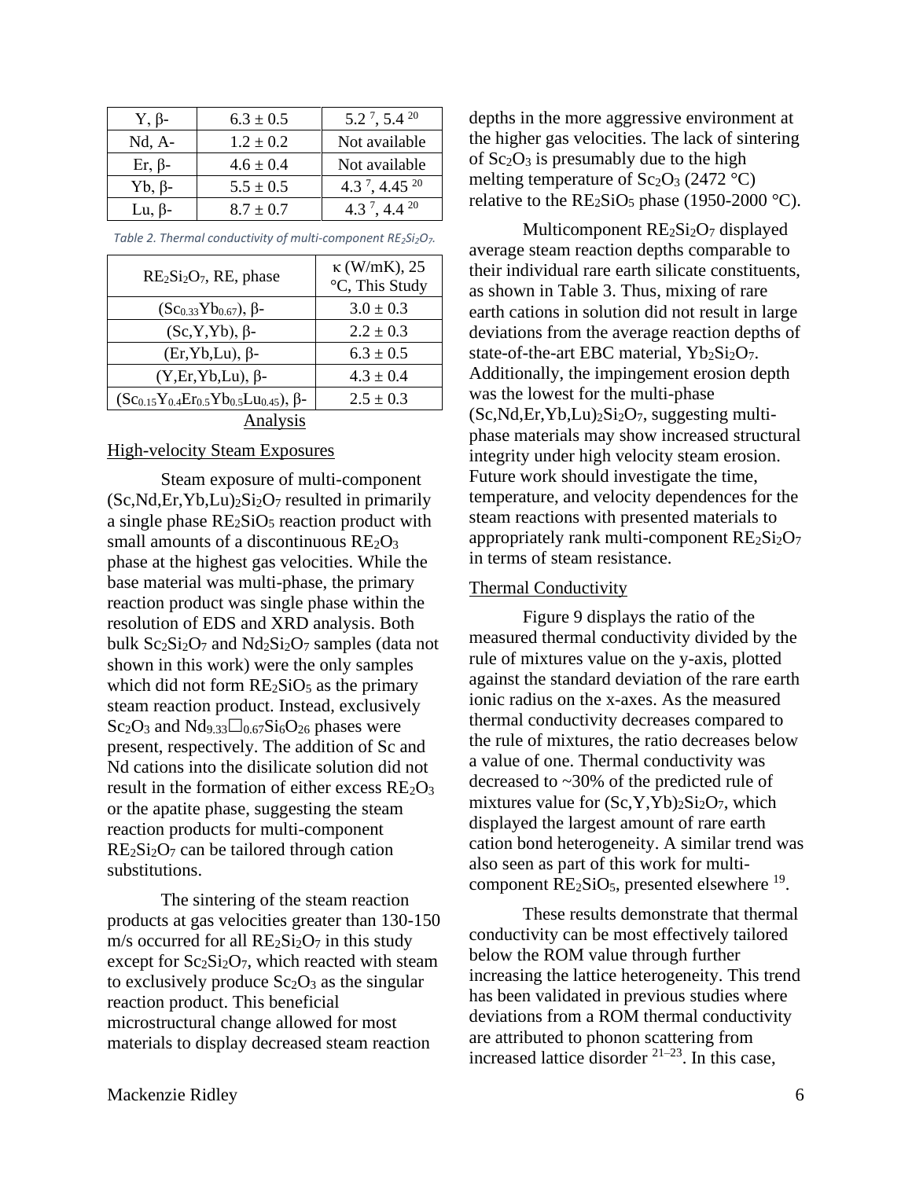| Y, β- | 6.3 ± 0.5 | 5.2 [7], 5.4 [20] |
|---|---|---|
| Nd, A- | 1.2 ± 0.2 | Not available |
| Er, β- | 4.6 ± 0.4 | Not available |
| Yb, β- | 5.5 ± 0.5 | 4.3 [7], 4.45 [20] |
| Lu, β- | 8.7 ± 0.7 | 4.3 [7], 4.4 [20] |

*Table 2. Thermal conductivity of multi-component $RE_2Si_2O_7$.*

| $RE_2Si_2O_7$, RE, phase | κ (W/mK), 25 °C, This Study |
|---|---|
| $(Sc_{0.33}Yb_{0.67})$, β- | 3.0 ± 0.3 |
| (Sc,Y,Yb), β- | 2.2 ± 0.3 |
| (Er,Yb,Lu), β- | 6.3 ± 0.5 |
| (Y,Er,Yb,Lu), β- | 4.3 ± 0.4 |
| $(Sc_{0.15}Y_{0.4}Er_{0.5}Yb_{0.5}Lu_{0.45})$, β- | 2.5 ± 0.3 |

## Analysis

### High-velocity Steam Exposures

Steam exposure of multi-component $(Sc,Nd,Er,Yb,Lu)_2Si_2O_7$ resulted in primarily a single phase $RE_2SiO_5$ reaction product with small amounts of a discontinuous $RE_2O_3$ phase at the highest gas velocities. While the base material was multi-phase, the primary reaction product was single phase within the resolution of EDS and XRD analysis. Both bulk $Sc_2Si_2O_7$ and $Nd_2Si_2O_7$ samples (data not shown in this work) were the only samples which did not form $RE_2SiO_5$ as the primary steam reaction product. Instead, exclusively $Sc_2O_3$ and $Nd_{9.33}\square_{0.67}Si_6O_{26}$ phases were present, respectively. The addition of Sc and Nd cations into the disilicate solution did not result in the formation of either excess $RE_2O_3$ or the apatite phase, suggesting the steam reaction products for multi-component $RE_2Si_2O_7$ can be tailored through cation substitutions.

The sintering of the steam reaction products at gas velocities greater than 130-150 m/s occurred for all $RE_2Si_2O_7$ in this study except for $Sc_2Si_2O_7$, which reacted with steam to exclusively produce $Sc_2O_3$ as the singular reaction product. This beneficial microstructural change allowed for most materials to display decreased steam reaction depths in the more aggressive environment at the higher gas velocities. The lack of sintering of $Sc_2O_3$ is presumably due to the high melting temperature of $Sc_2O_3$ (2472 °C) relative to the $RE_2SiO_5$ phase (1950-2000 °C).

Multicomponent $RE_2Si_2O_7$ displayed average steam reaction depths comparable to their individual rare earth silicate constituents, as shown in Table 3. Thus, mixing of rare earth cations in solution did not result in large deviations from the average reaction depths of state-of-the-art EBC material, $Yb_2Si_2O_7$. Additionally, the impingement erosion depth was the lowest for the multi-phase $(Sc,Nd,Er,Yb,Lu)_2Si_2O_7$, suggesting multi-phase materials may show increased structural integrity under high velocity steam erosion. Future work should investigate the time, temperature, and velocity dependences for the steam reactions with presented materials to appropriately rank multi-component $RE_2Si_2O_7$ in terms of steam resistance.

### Thermal Conductivity

Figure 9 displays the ratio of the measured thermal conductivity divided by the rule of mixtures value on the y-axis, plotted against the standard deviation of the rare earth ionic radius on the x-axes. As the measured thermal conductivity decreases compared to the rule of mixtures, the ratio decreases below a value of one. Thermal conductivity was decreased to ~30% of the predicted rule of mixtures value for $(Sc,Y,Yb)_2Si_2O_7$, which displayed the largest amount of rare earth cation bond heterogeneity. A similar trend was also seen as part of this work for multi-component $RE_2SiO_5$, presented elsewhere [19].

These results demonstrate that thermal conductivity can be most effectively tailored below the ROM value through further increasing the lattice heterogeneity. This trend has been validated in previous studies where deviations from a ROM thermal conductivity are attributed to phonon scattering from increased lattice disorder [21–23]. In this case,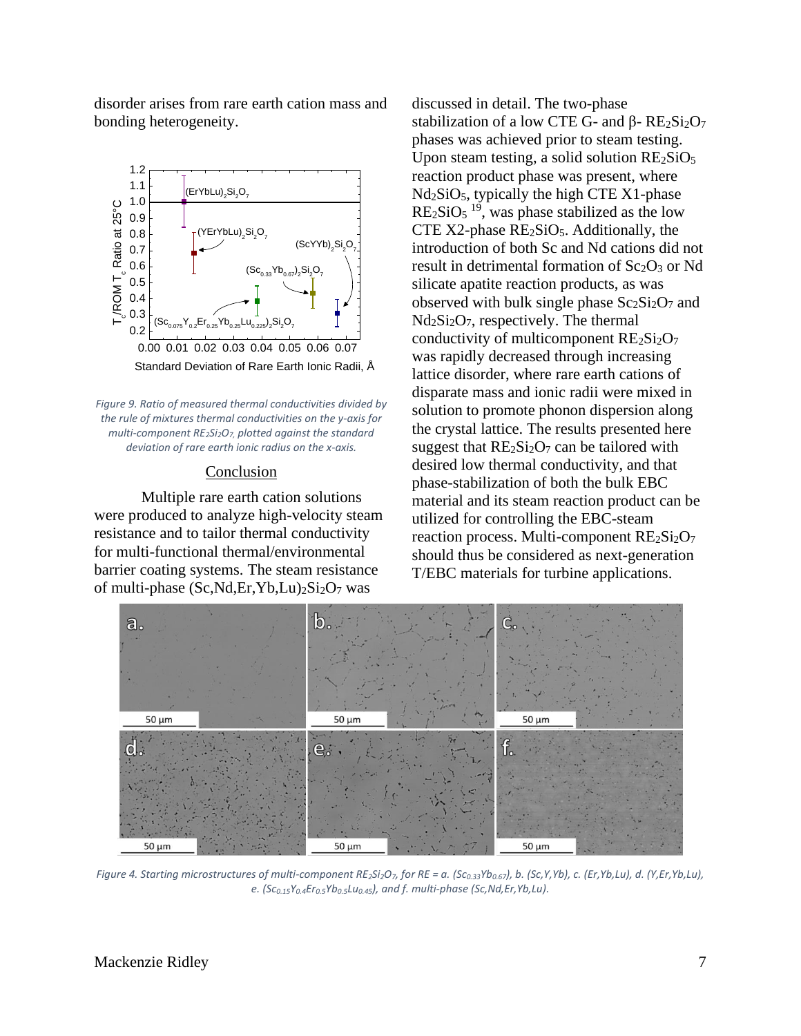disorder arises from rare earth cation mass and bonding heterogeneity.

Figure 9. Ratio of measured thermal conductivities divided by the rule of mixtures thermal conductivities on the y-axis for multi-component $RE_2Si_2O_7$, plotted against the standard deviation of rare earth ionic radius on the x-axis.

## Conclusion

Multiple rare earth cation solutions were produced to analyze high-velocity steam resistance and to tailor thermal conductivity for multi-functional thermal/environmental barrier coating systems. The steam resistance of multi-phase $(Sc,Nd,Er,Yb,Lu)_2Si_2O_7$ was discussed in detail. The two-phase stabilization of a low CTE G- and β- $RE_2Si_2O_7$ phases was achieved prior to steam testing. Upon steam testing, a solid solution $RE_2SiO_5$ reaction product phase was present, where $Nd_2SiO_5$, typically the high CTE X1-phase $RE_2SiO_5$ [19], was phase stabilized as the low CTE X2-phase $RE_2SiO_5$. Additionally, the introduction of both Sc and Nd cations did not result in detrimental formation of $Sc_2O_3$ or Nd silicate apatite reaction products, as was observed with bulk single phase $Sc_2Si_2O_7$ and $Nd_2Si_2O_7$, respectively. The thermal conductivity of multicomponent $RE_2Si_2O_7$ was rapidly decreased through increasing lattice disorder, where rare earth cations of disparate mass and ionic radii were mixed in solution to promote phonon dispersion along the crystal lattice. The results presented here suggest that $RE_2Si_2O_7$ can be tailored with desired low thermal conductivity, and that phase-stabilization of both the bulk EBC material and its steam reaction product can be utilized for controlling the EBC-steam reaction process. Multi-component $RE_2Si_2O_7$ should thus be considered as next-generation T/EBC materials for turbine applications.

Figure 4. Starting microstructures of multi-component $RE_2Si_2O_7$, for RE = a. $(Sc_{0.33}Yb_{0.67})$, b. (Sc,Y,Yb), c. (Er,Yb,Lu), d. (Y,Er,Yb,Lu), e. $(Sc_{0.15}Y_{0.4}Er_{0.5}Yb_{0.5}Lu_{0.45})$, and f. multi-phase (Sc,Nd,Er,Yb,Lu).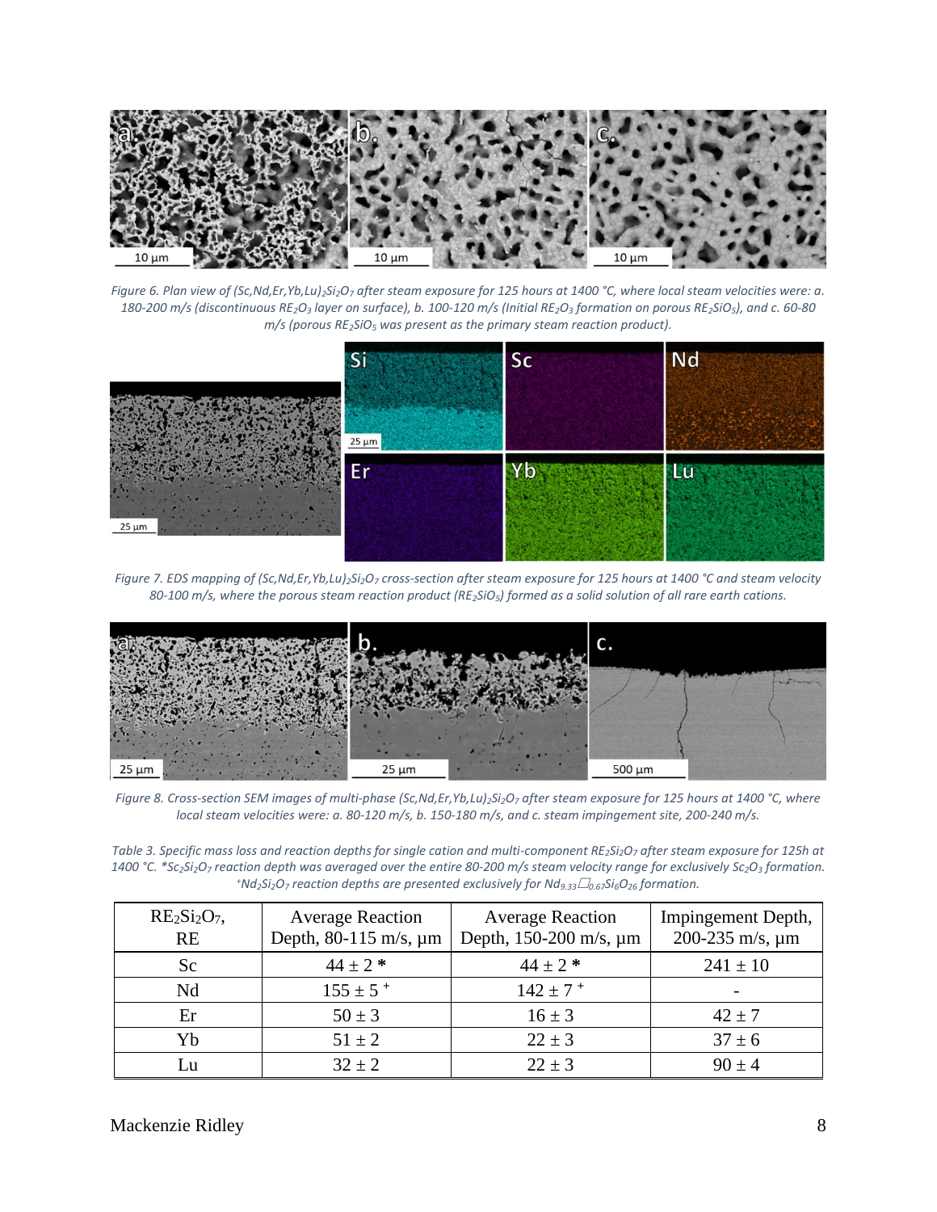Figure 6. Plan view of $(Sc,Nd,Er,Yb,Lu)_2Si_2O_7$ after steam exposure for 125 hours at 1400 °C, where local steam velocities were: a. 180-200 m/s (discontinuous $RE_2O_3$ layer on surface), b. 100-120 m/s (Initial $RE_2O_3$ formation on porous $RE_2SiO_5$), and c. 60-80 m/s (porous $RE_2SiO_5$ was present as the primary steam reaction product).

Figure 7. EDS mapping of $(Sc,Nd,Er,Yb,Lu)_2Si_2O_7$ cross-section after steam exposure for 125 hours at 1400 °C and steam velocity 80-100 m/s, where the porous steam reaction product ($RE_2SiO_5$) formed as a solid solution of all rare earth cations.

Figure 8. Cross-section SEM images of multi-phase $(Sc,Nd,Er,Yb,Lu)_2Si_2O_7$ after steam exposure for 125 hours at 1400 °C, where local steam velocities were: a. 80-120 m/s, b. 150-180 m/s, and c. steam impingement site, 200-240 m/s.

Table 3. Specific mass loss and reaction depths for single cation and multi-component $RE_2Si_2O_7$ after steam exposure for 125h at 1400 °C. *$Sc_2Si_2O_7$ reaction depth was averaged over the entire 80-200 m/s steam velocity range for exclusively $Sc_2O_3$ formation. ⁺$Nd_2Si_2O_7$ reaction depths are presented exclusively for $Nd_{9.33}\square_{0.67}Si_6O_{26}$ formation.

| $RE_2Si_2O_7$, RE | Average Reaction Depth, 80-115 m/s, µm | Average Reaction Depth, 150-200 m/s, µm | Impingement Depth, 200-235 m/s, µm |
|---|---|---|---|
| Sc | 44 ± 2 * | 44 ± 2 * | 241 ± 10 |
| Nd | 155 ± 5 ⁺ | 142 ± 7 ⁺ | - |
| Er | 50 ± 3 | 16 ± 3 | 42 ± 7 |
| Yb | 51 ± 2 | 22 ± 3 | 37 ± 6 |
| Lu | 32 ± 2 | 22 ± 3 | 90 ± 4 |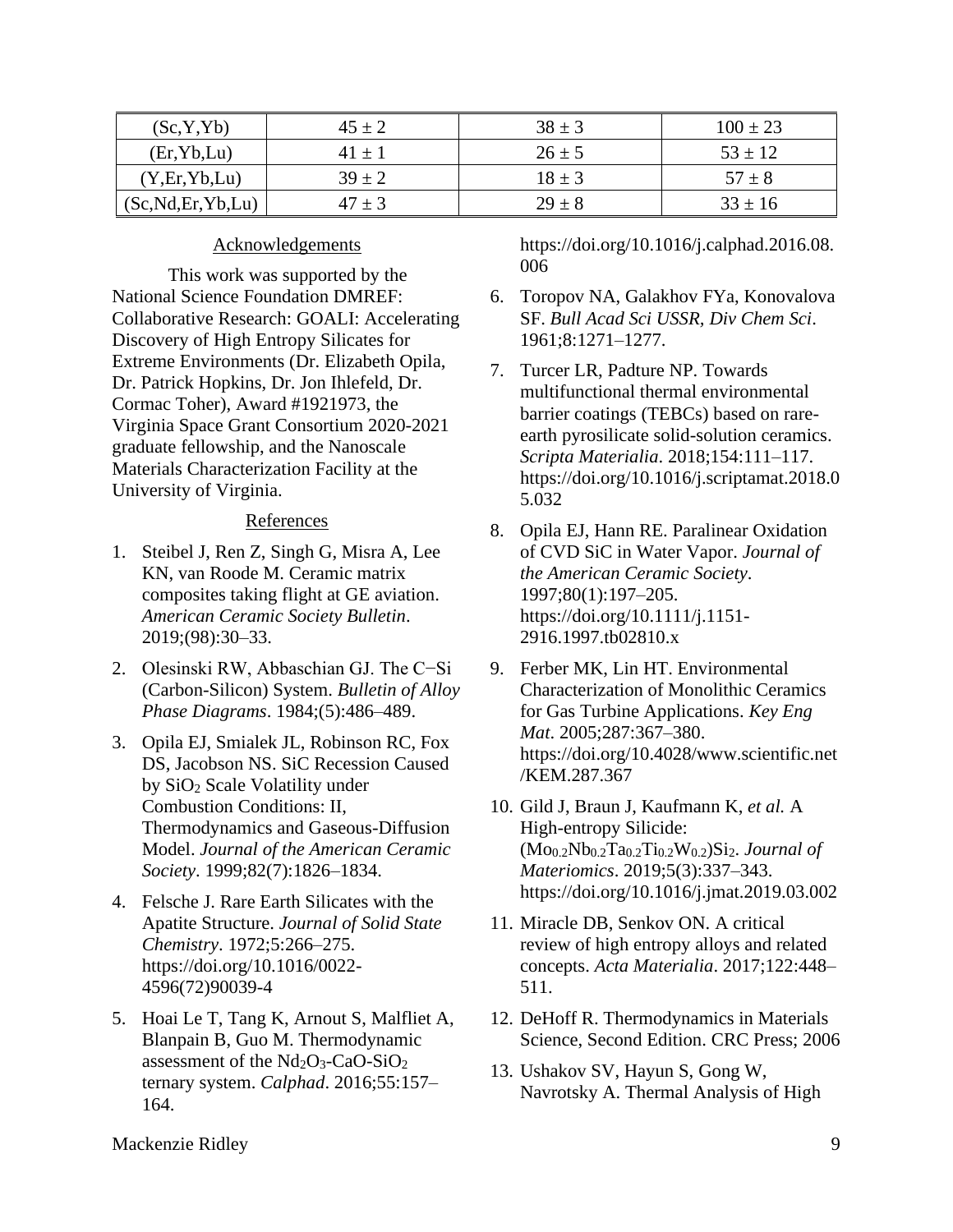| (Sc,Y,Yb) | 45 ± 2 | 38 ± 3 | 100 ± 23 |
|---|---|---|---|
| (Er,Yb,Lu) | 41 ± 1 | 26 ± 5 | 53 ± 12 |
| (Y,Er,Yb,Lu) | 39 ± 2 | 18 ± 3 | 57 ± 8 |
| (Sc,Nd,Er,Yb,Lu) | 47 ± 3 | 29 ± 8 | 33 ± 16 |

## Acknowledgements

This work was supported by the National Science Foundation DMREF: Collaborative Research: GOALI: Accelerating Discovery of High Entropy Silicates for Extreme Environments (Dr. Elizabeth Opila, Dr. Patrick Hopkins, Dr. Jon Ihlefeld, Dr. Cormac Toher), Award #1921973, the Virginia Space Grant Consortium 2020-2021 graduate fellowship, and the Nanoscale Materials Characterization Facility at the University of Virginia.

## References

1. Steibel J, Ren Z, Singh G, Misra A, Lee KN, van Roode M. Ceramic matrix composites taking flight at GE aviation. *American Ceramic Society Bulletin*. 2019;(98):30–33.
2. Olesinski RW, Abbaschian GJ. The C−Si (Carbon-Silicon) System. *Bulletin of Alloy Phase Diagrams*. 1984;(5):486–489.
3. Opila EJ, Smialek JL, Robinson RC, Fox DS, Jacobson NS. SiC Recession Caused by $SiO_2$ Scale Volatility under Combustion Conditions: II, Thermodynamics and Gaseous-Diffusion Model. *Journal of the American Ceramic Society*. 1999;82(7):1826–1834.
4. Felsche J. Rare Earth Silicates with the Apatite Structure. *Journal of Solid State Chemistry*. 1972;5:266–275. https://doi.org/10.1016/0022-4596(72)90039-4
5. Hoai Le T, Tang K, Arnout S, Malfliet A, Blanpain B, Guo M. Thermodynamic assessment of the $Nd_2O_3$-CaO-$SiO_2$ ternary system. *Calphad*. 2016;55:157–164. https://doi.org/10.1016/j.calphad.2016.08.006
6. Toropov NA, Galakhov FYa, Konovalova SF. *Bull Acad Sci USSR, Div Chem Sci*. 1961;8:1271–1277.
7. Turcer LR, Padture NP. Towards multifunctional thermal environmental barrier coatings (TEBCs) based on rare-earth pyrosilicate solid-solution ceramics. *Scripta Materialia*. 2018;154:111–117. https://doi.org/10.1016/j.scriptamat.2018.05.032
8. Opila EJ, Hann RE. Paralinear Oxidation of CVD SiC in Water Vapor. *Journal of the American Ceramic Society*. 1997;80(1):197–205. https://doi.org/10.1111/j.1151-2916.1997.tb02810.x
9. Ferber MK, Lin HT. Environmental Characterization of Monolithic Ceramics for Gas Turbine Applications. *Key Eng Mat*. 2005;287:367–380. https://doi.org/10.4028/www.scientific.net/KEM.287.367
10. Gild J, Braun J, Kaufmann K, *et al.* A High-entropy Silicide: $(Mo_{0.2}Nb_{0.2}Ta_{0.2}Ti_{0.2}W_{0.2})Si_2$. *Journal of Materiomics*. 2019;5(3):337–343. https://doi.org/10.1016/j.jmat.2019.03.002
11. Miracle DB, Senkov ON. A critical review of high entropy alloys and related concepts. *Acta Materialia*. 2017;122:448–511.
12. DeHoff R. Thermodynamics in Materials Science, Second Edition. CRC Press; 2006
13. Ushakov SV, Hayun S, Gong W, Navrotsky A. Thermal Analysis of High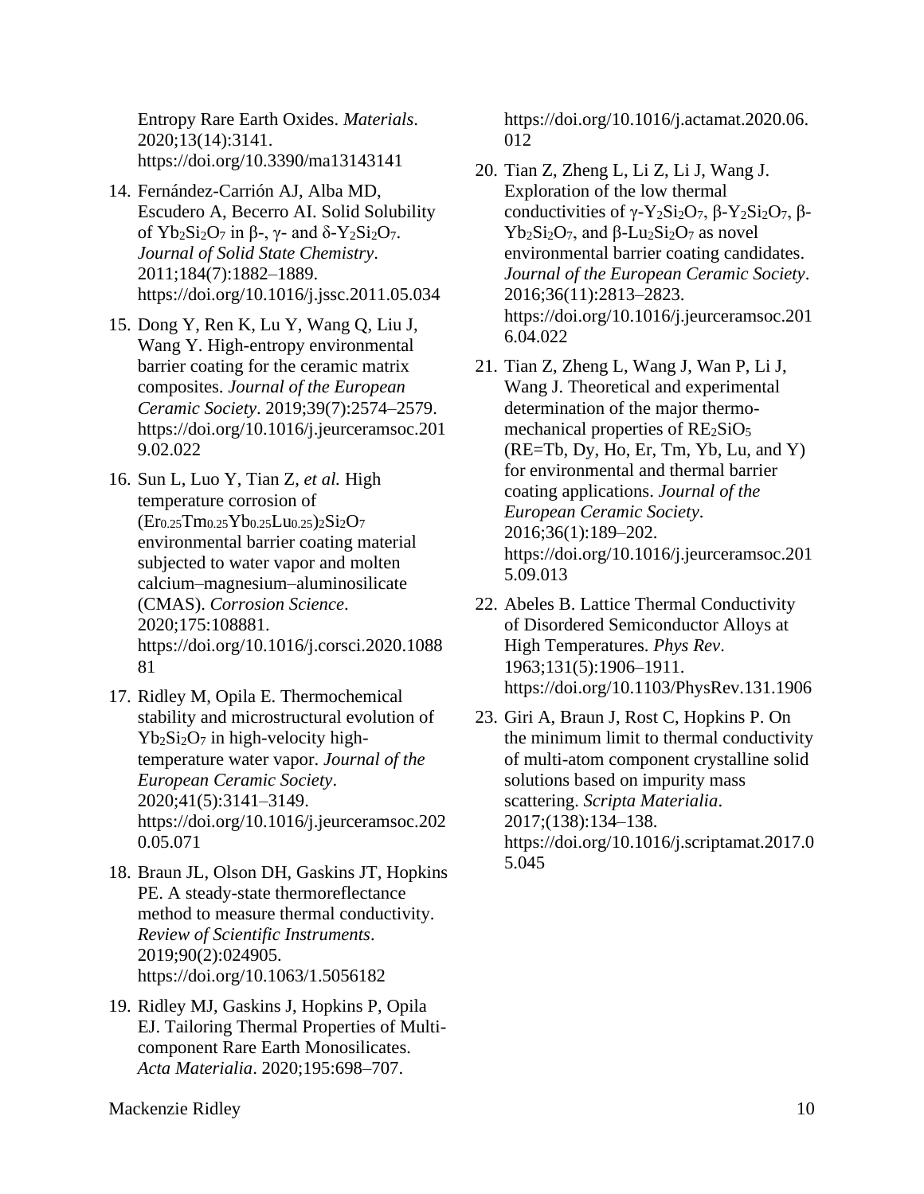Entropy Rare Earth Oxides. *Materials*. 2020;13(14):3141. https://doi.org/10.3390/ma13143141

14. Fernández-Carrión AJ, Alba MD, Escudero A, Becerro AI. Solid Solubility of $Yb_2Si_2O_7$ in β-, γ- and δ-$Y_2Si_2O_7$. *Journal of Solid State Chemistry*. 2011;184(7):1882–1889. https://doi.org/10.1016/j.jssc.2011.05.034
15. Dong Y, Ren K, Lu Y, Wang Q, Liu J, Wang Y. High-entropy environmental barrier coating for the ceramic matrix composites. *Journal of the European Ceramic Society*. 2019;39(7):2574–2579. https://doi.org/10.1016/j.jeurceramsoc.2019.02.022
16. Sun L, Luo Y, Tian Z, *et al.* High temperature corrosion of $(Er_{0.25}Tm_{0.25}Yb_{0.25}Lu_{0.25})_2Si_2O_7$ environmental barrier coating material subjected to water vapor and molten calcium–magnesium–aluminosilicate (CMAS). *Corrosion Science*. 2020;175:108881. https://doi.org/10.1016/j.corsci.2020.108881
17. Ridley M, Opila E. Thermochemical stability and microstructural evolution of $Yb_2Si_2O_7$ in high-velocity high-temperature water vapor. *Journal of the European Ceramic Society*. 2020;41(5):3141–3149. https://doi.org/10.1016/j.jeurceramsoc.2020.05.071
18. Braun JL, Olson DH, Gaskins JT, Hopkins PE. A steady-state thermoreflectance method to measure thermal conductivity. *Review of Scientific Instruments*. 2019;90(2):024905. https://doi.org/10.1063/1.5056182
19. Ridley MJ, Gaskins J, Hopkins P, Opila EJ. Tailoring Thermal Properties of Multi-component Rare Earth Monosilicates. *Acta Materialia*. 2020;195:698–707. https://doi.org/10.1016/j.actamat.2020.06.012
20. Tian Z, Zheng L, Li Z, Li J, Wang J. Exploration of the low thermal conductivities of γ-$Y_2Si_2O_7$, β-$Y_2Si_2O_7$, β-$Yb_2Si_2O_7$, and β-$Lu_2Si_2O_7$ as novel environmental barrier coating candidates. *Journal of the European Ceramic Society*. 2016;36(11):2813–2823. https://doi.org/10.1016/j.jeurceramsoc.2016.04.022
21. Tian Z, Zheng L, Wang J, Wan P, Li J, Wang J. Theoretical and experimental determination of the major thermo-mechanical properties of $RE_2SiO_5$ (RE=Tb, Dy, Ho, Er, Tm, Yb, Lu, and Y) for environmental and thermal barrier coating applications. *Journal of the European Ceramic Society*. 2016;36(1):189–202. https://doi.org/10.1016/j.jeurceramsoc.2015.09.013
22. Abeles B. Lattice Thermal Conductivity of Disordered Semiconductor Alloys at High Temperatures. *Phys Rev*. 1963;131(5):1906–1911. https://doi.org/10.1103/PhysRev.131.1906
23. Giri A, Braun J, Rost C, Hopkins P. On the minimum limit to thermal conductivity of multi-atom component crystalline solid solutions based on impurity mass scattering. *Scripta Materialia*. 2017;(138):134–138. https://doi.org/10.1016/j.scriptamat.2017.05.045